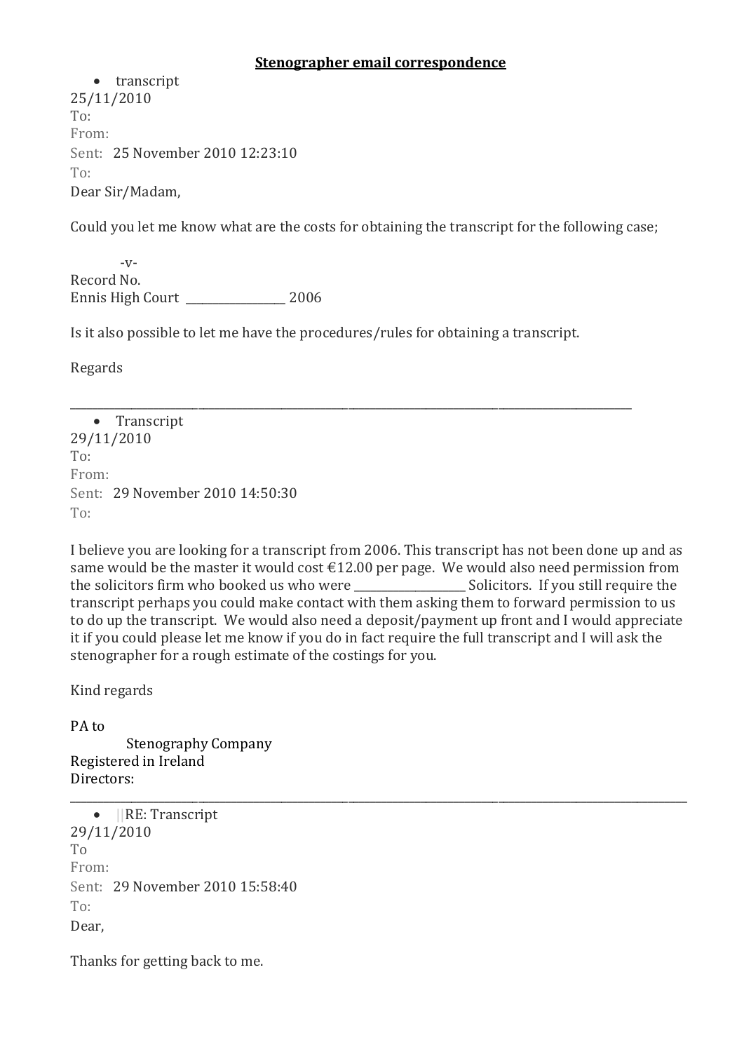**Stenographer email correspondence**

- transcript

25/11/2010
To:
From:
Sent: 25 November 2010 12:23:10
To:
Dear Sir/Madam,

Could you let me know what are the costs for obtaining the transcript for the following case;

-v-
Record No.
Ennis High Court ________________ 2006

Is it also possible to let me have the procedures/rules for obtaining a transcript.

Regards

---

- Transcript

29/11/2010
To:
From:
Sent: 29 November 2010 14:50:30
To:

I believe you are looking for a transcript from 2006. This transcript has not been done up and as same would be the master it would cost €12.00 per page. We would also need permission from the solicitors firm who booked us who were ________________ Solicitors. If you still require the transcript perhaps you could make contact with them asking them to forward permission to us to do up the transcript. We would also need a deposit/payment up front and I would appreciate it if you could please let me know if you do in fact require the full transcript and I will ask the stenographer for a rough estimate of the costings for you.

Kind regards

PA to
Stenography Company
Registered in Ireland
Directors:

---

- ||RE: Transcript

29/11/2010
To
From:
Sent: 29 November 2010 15:58:40
To:
Dear,

Thanks for getting back to me.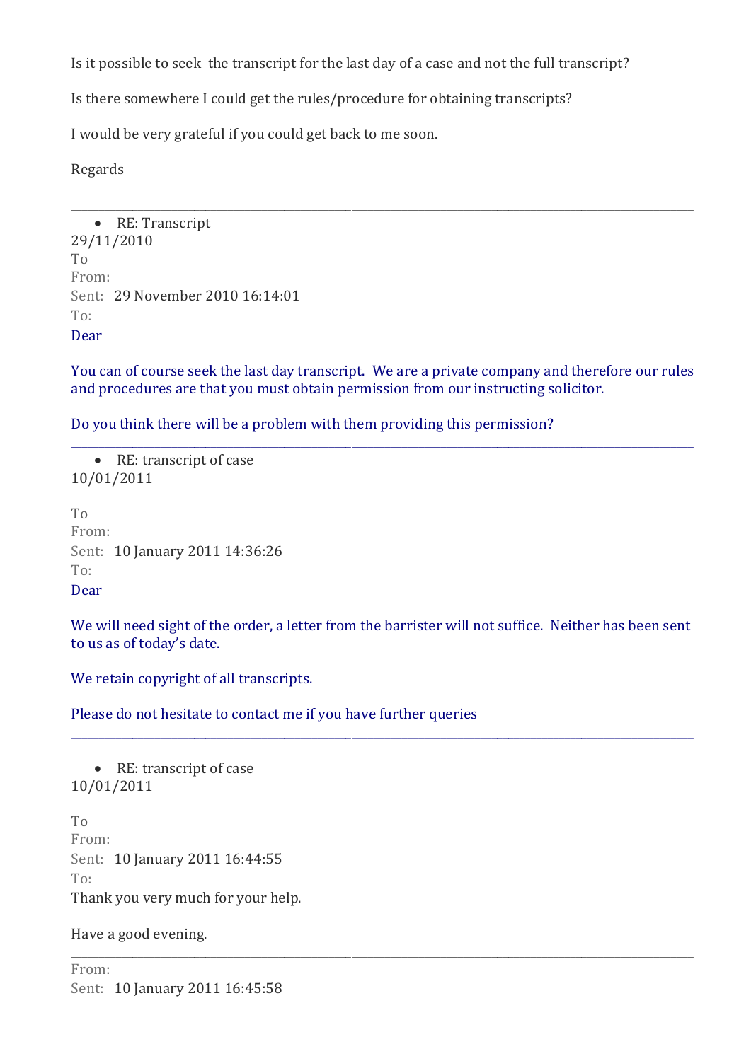Is it possible to seek the transcript for the last day of a case and not the full transcript?

Is there somewhere I could get the rules/procedure for obtaining transcripts?

I would be very grateful if you could get back to me soon.

Regards

---

- RE: Transcript

29/11/2010

To

From:

Sent: 29 November 2010 16:14:01

To:

Dear

You can of course seek the last day transcript. We are a private company and therefore our rules and procedures are that you must obtain permission from our instructing solicitor.

Do you think there will be a problem with them providing this permission?

---

- RE: transcript of case

10/01/2011

To

From:

Sent: 10 January 2011 14:36:26

To:

Dear

We will need sight of the order, a letter from the barrister will not suffice. Neither has been sent to us as of today's date.

We retain copyright of all transcripts.

Please do not hesitate to contact me if you have further queries

---

- RE: transcript of case

10/01/2011

To

From:

Sent: 10 January 2011 16:44:55

To:

Thank you very much for your help.

Have a good evening.

---

From:

Sent: 10 January 2011 16:45:58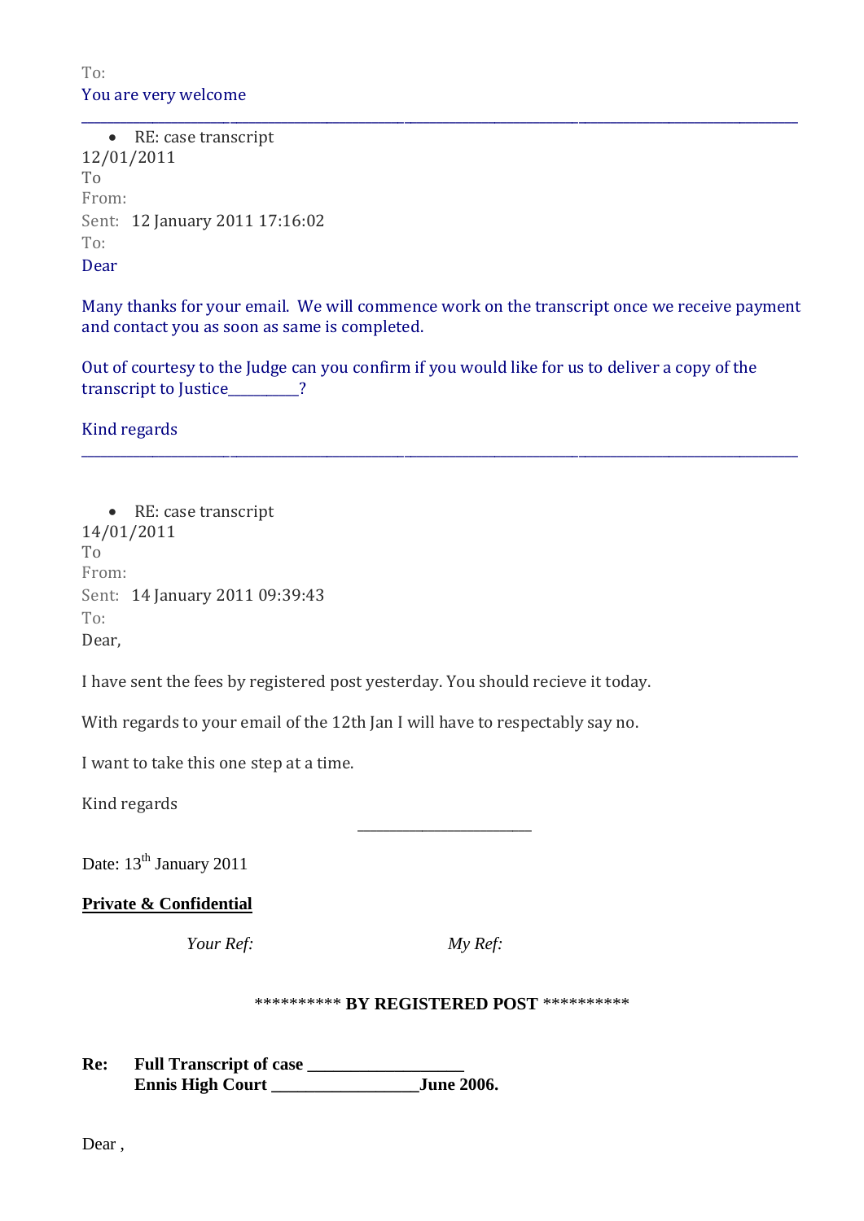To:
You are very welcome

---

- RE: case transcript

12/01/2011
To
From:
Sent: 12 January 2011 17:16:02
To:
Dear

Many thanks for your email. We will commence work on the transcript once we receive payment and contact you as soon as same is completed.

Out of courtesy to the Judge can you confirm if you would like for us to deliver a copy of the transcript to Justice_________?

Kind regards

---

- RE: case transcript

14/01/2011
To
From:
Sent: 14 January 2011 09:39:43
To:
Dear,

I have sent the fees by registered post yesterday. You should recieve it today.

With regards to your email of the 12th Jan I will have to respectably say no.

I want to take this one step at a time.

Kind regards

______________________

Date: 13th January 2011

**Private & Confidential**

*Your Ref:* *My Ref:*

********** **BY REGISTERED POST** **********

**Re: Full Transcript of case __________________**
**Ennis High Court _________________June 2006.**

Dear ,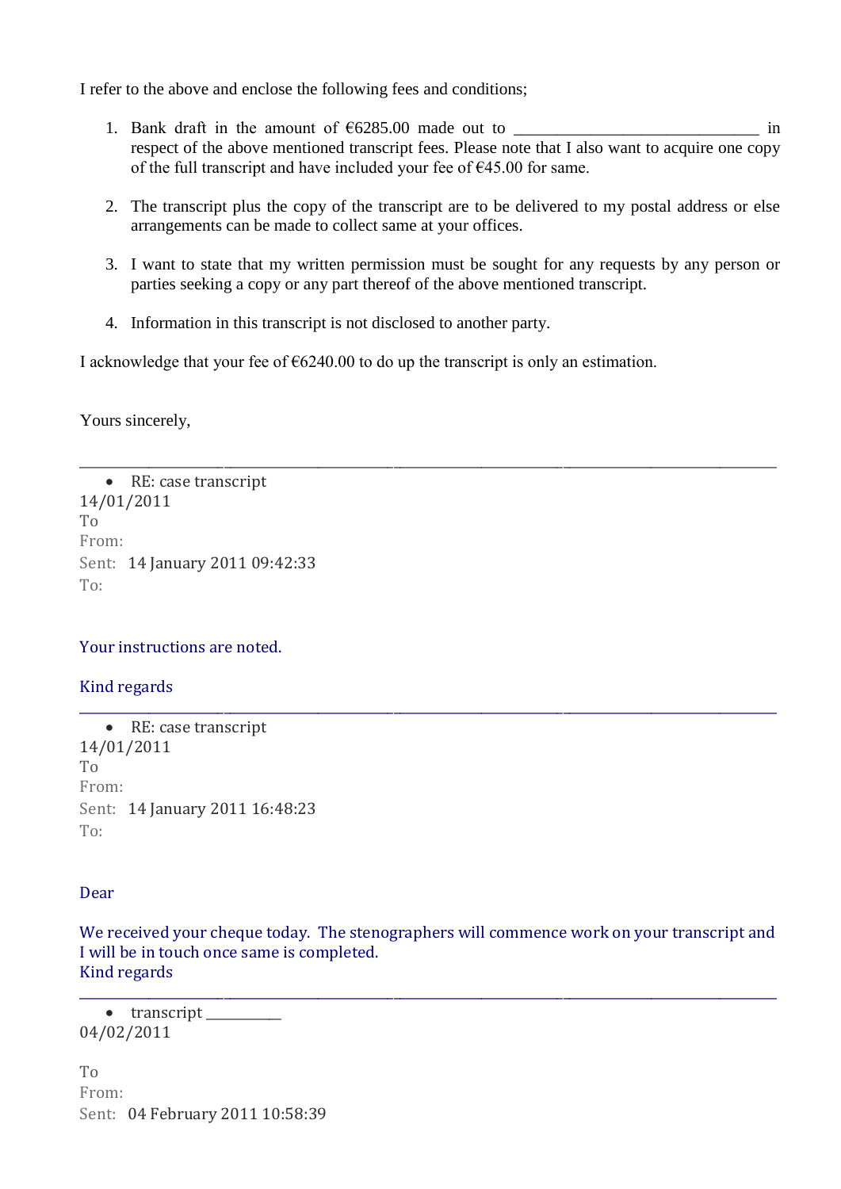I refer to the above and enclose the following fees and conditions;

1. Bank draft in the amount of €6285.00 made out to ______________________________ in respect of the above mentioned transcript fees. Please note that I also want to acquire one copy of the full transcript and have included your fee of €45.00 for same.

2. The transcript plus the copy of the transcript are to be delivered to my postal address or else arrangements can be made to collect same at your offices.

3. I want to state that my written permission must be sought for any requests by any person or parties seeking a copy or any part thereof of the above mentioned transcript.

4. Information in this transcript is not disclosed to another party.

I acknowledge that your fee of €6240.00 to do up the transcript is only an estimation.

Yours sincerely,

---

- RE: case transcript

14/01/2011
To
From:
Sent: 14 January 2011 09:42:33
To:

Your instructions are noted.

Kind regards

---

- RE: case transcript

14/01/2011
To
From:
Sent: 14 January 2011 16:48:23
To:

Dear

We received your cheque today. The stenographers will commence work on your transcript and I will be in touch once same is completed.
Kind regards

---

- transcript __________

04/02/2011

To
From:
Sent: 04 February 2011 10:58:39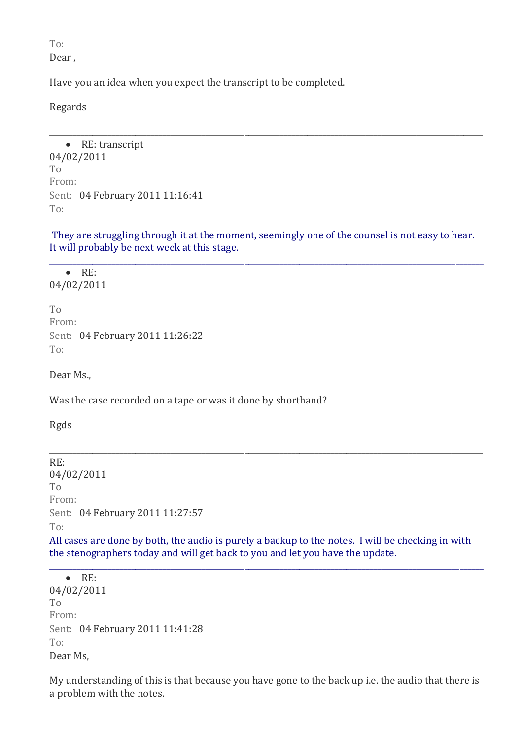To:
Dear ,

Have you an idea when you expect the transcript to be completed.

Regards

---

- RE: transcript

04/02/2011
To
From:
Sent: 04 February 2011 11:16:41
To:

They are struggling through it at the moment, seemingly one of the counsel is not easy to hear. It will probably be next week at this stage.

---

- RE:

04/02/2011

To
From:
Sent: 04 February 2011 11:26:22
To:

Dear Ms.,

Was the case recorded on a tape or was it done by shorthand?

Rgds

---

RE:
04/02/2011
To
From:
Sent: 04 February 2011 11:27:57
To:

All cases are done by both, the audio is purely a backup to the notes. I will be checking in with the stenographers today and will get back to you and let you have the update.

---

- RE:

04/02/2011
To
From:
Sent: 04 February 2011 11:41:28
To:
Dear Ms,

My understanding of this is that because you have gone to the back up i.e. the audio that there is a problem with the notes.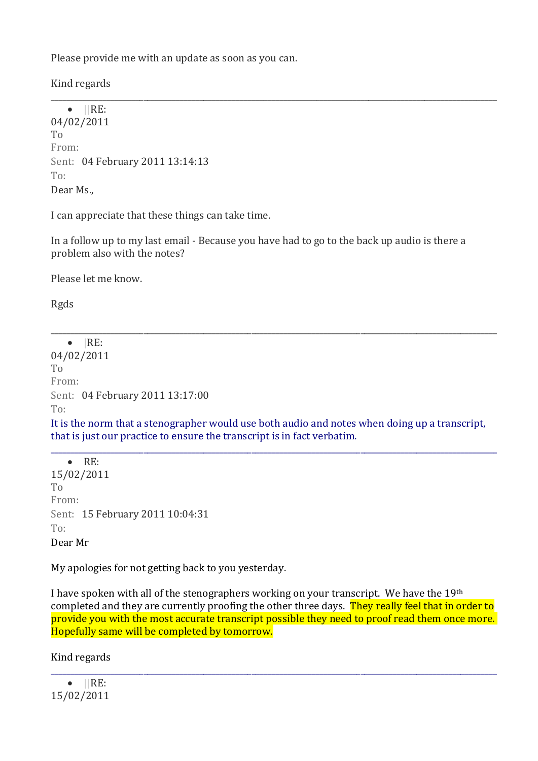Please provide me with an update as soon as you can.

Kind regards

---

- ||RE:

04/02/2011
To
From:
Sent: 04 February 2011 13:14:13
To:

Dear Ms.,

I can appreciate that these things can take time.

In a follow up to my last email - Because you have had to go to the back up audio is there a problem also with the notes?

Please let me know.

Rgds

---

- |RE:

04/02/2011
To
From:
Sent: 04 February 2011 13:17:00
To:

It is the norm that a stenographer would use both audio and notes when doing up a transcript, that is just our practice to ensure the transcript is in fact verbatim.

---

- RE:

15/02/2011
To
From:
Sent: 15 February 2011 10:04:31
To:

Dear Mr

My apologies for not getting back to you yesterday.

I have spoken with all of the stenographers working on your transcript. We have the 19th completed and they are currently proofing the other three days. They really feel that in order to provide you with the most accurate transcript possible they need to proof read them once more. Hopefully same will be completed by tomorrow.

Kind regards

---

- ||RE:

15/02/2011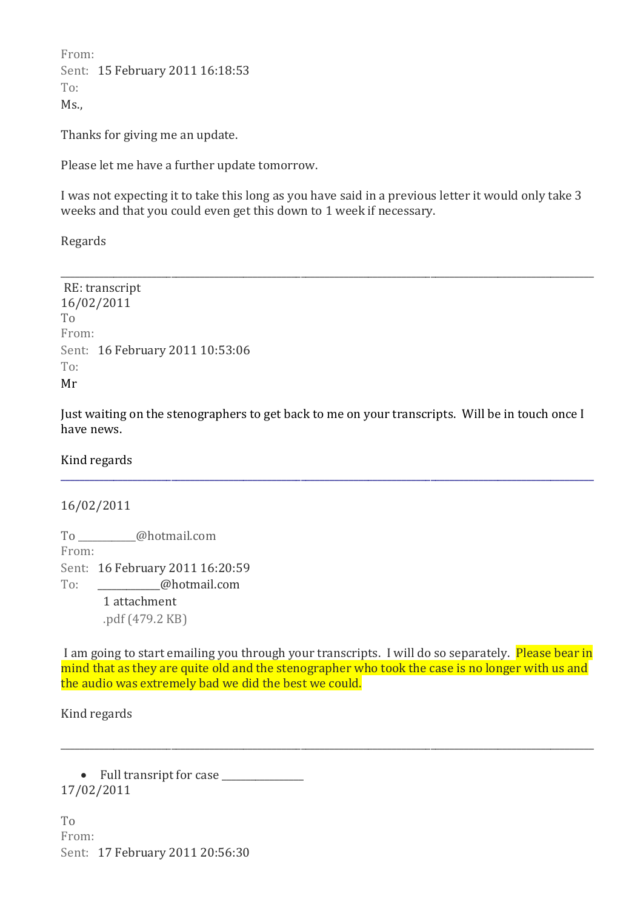From:
Sent: 15 February 2011 16:18:53
To:
Ms.,

Thanks for giving me an update.

Please let me have a further update tomorrow.

I was not expecting it to take this long as you have said in a previous letter it would only take 3 weeks and that you could even get this down to 1 week if necessary.

Regards

---

RE: transcript
16/02/2011
To
From:
Sent: 16 February 2011 10:53:06
To:
Mr

Just waiting on the stenographers to get back to me on your transcripts. Will be in touch once I have news.

Kind regards

---

16/02/2011

To ___________@hotmail.com
From:
Sent: 16 February 2011 16:20:59
To: ____________@hotmail.com
1 attachment
.pdf (479.2 KB)

I am going to start emailing you through your transcripts. I will do so separately. Please bear in mind that as they are quite old and the stenographer who took the case is no longer with us and the audio was extremely bad we did the best we could.

Kind regards

---

- Full transript for case _______________

17/02/2011

To
From:
Sent: 17 February 2011 20:56:30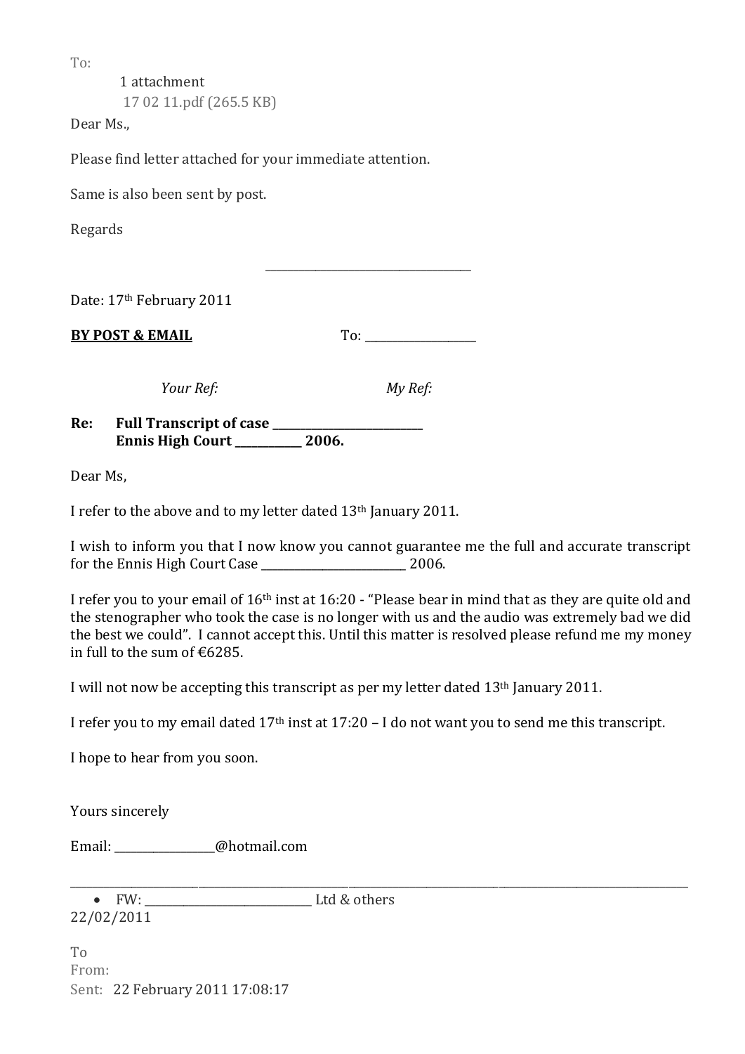To:

1 attachment
17 02 11.pdf (265.5 KB)

Dear Ms.,

Please find letter attached for your immediate attention.

Same is also been sent by post.

Regards

___________________________________

Date: 17th February 2011

**BY POST & EMAIL** To: __________________

*Your Ref:* *My Ref:*

**Re: Full Transcript of case _________________________**
**Ennis High Court ___________ 2006.**

Dear Ms,

I refer to the above and to my letter dated 13th January 2011.

I wish to inform you that I now know you cannot guarantee me the full and accurate transcript for the Ennis High Court Case _________________________ 2006.

I refer you to your email of 16th inst at 16:20 - "Please bear in mind that as they are quite old and the stenographer who took the case is no longer with us and the audio was extremely bad we did the best we could". I cannot accept this. Until this matter is resolved please refund me my money in full to the sum of €6285.

I will not now be accepting this transcript as per my letter dated 13th January 2011.

I refer you to my email dated 17th inst at 17:20 – I do not want you to send me this transcript.

I hope to hear from you soon.

Yours sincerely

Email: ________________@hotmail.com

---

- FW: ____________________________ Ltd & others

22/02/2011

To
From:
Sent: 22 February 2011 17:08:17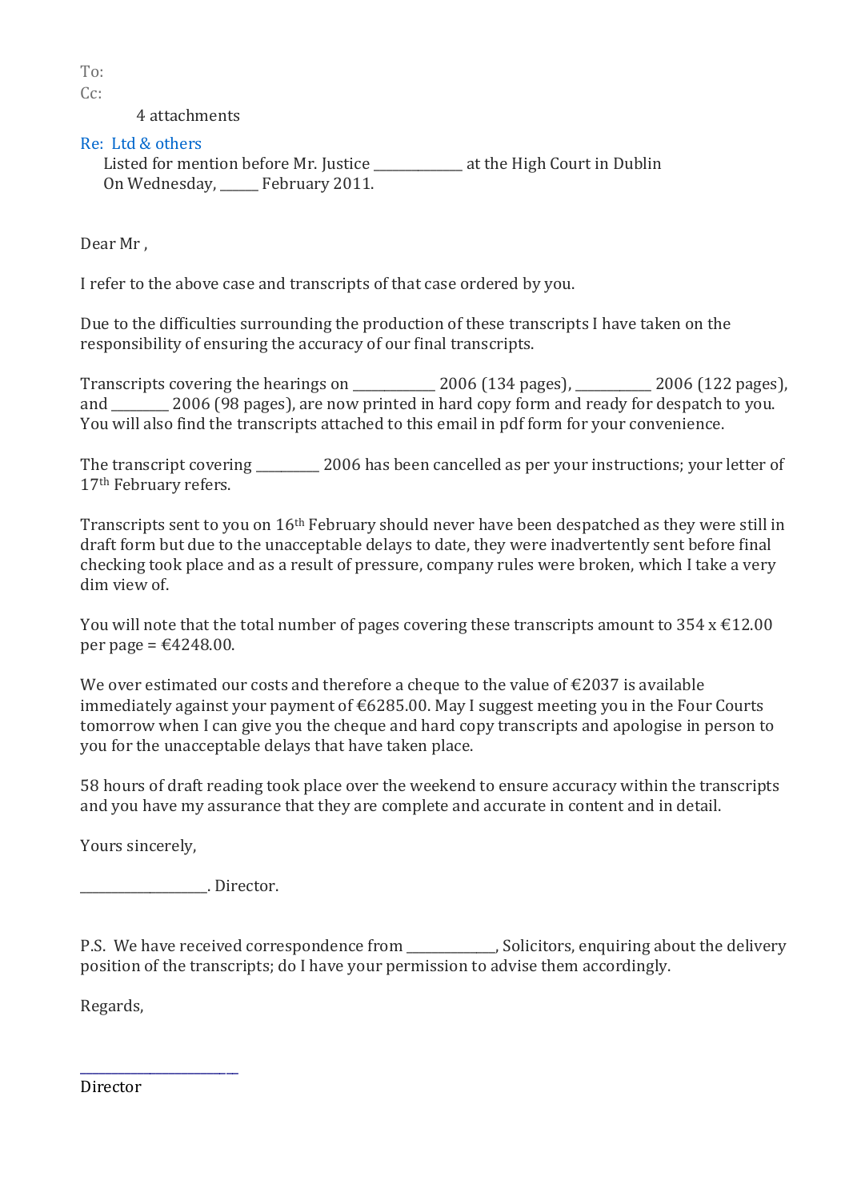To:
Cc:

4 attachments

Re: Ltd & others
Listed for mention before Mr. Justice _____________ at the High Court in Dublin
On Wednesday, _____ February 2011.

Dear Mr ,

I refer to the above case and transcripts of that case ordered by you.

Due to the difficulties surrounding the production of these transcripts I have taken on the responsibility of ensuring the accuracy of our final transcripts.

Transcripts covering the hearings on ___________ 2006 (134 pages), __________ 2006 (122 pages), and ________ 2006 (98 pages), are now printed in hard copy form and ready for despatch to you. You will also find the transcripts attached to this email in pdf form for your convenience.

The transcript covering _________ 2006 has been cancelled as per your instructions; your letter of 17th February refers.

Transcripts sent to you on 16th February should never have been despatched as they were still in draft form but due to the unacceptable delays to date, they were inadvertently sent before final checking took place and as a result of pressure, company rules were broken, which I take a very dim view of.

You will note that the total number of pages covering these transcripts amount to 354 x €12.00 per page = €4248.00.

We over estimated our costs and therefore a cheque to the value of €2037 is available immediately against your payment of €6285.00. May I suggest meeting you in the Four Courts tomorrow when I can give you the cheque and hard copy transcripts and apologise in person to you for the unacceptable delays that have taken place.

58 hours of draft reading took place over the weekend to ensure accuracy within the transcripts and you have my assurance that they are complete and accurate in content and in detail.

Yours sincerely,

__________________. Director.

P.S. We have received correspondence from ____________, Solicitors, enquiring about the delivery position of the transcripts; do I have your permission to advise them accordingly.

Regards,

______________________

Director